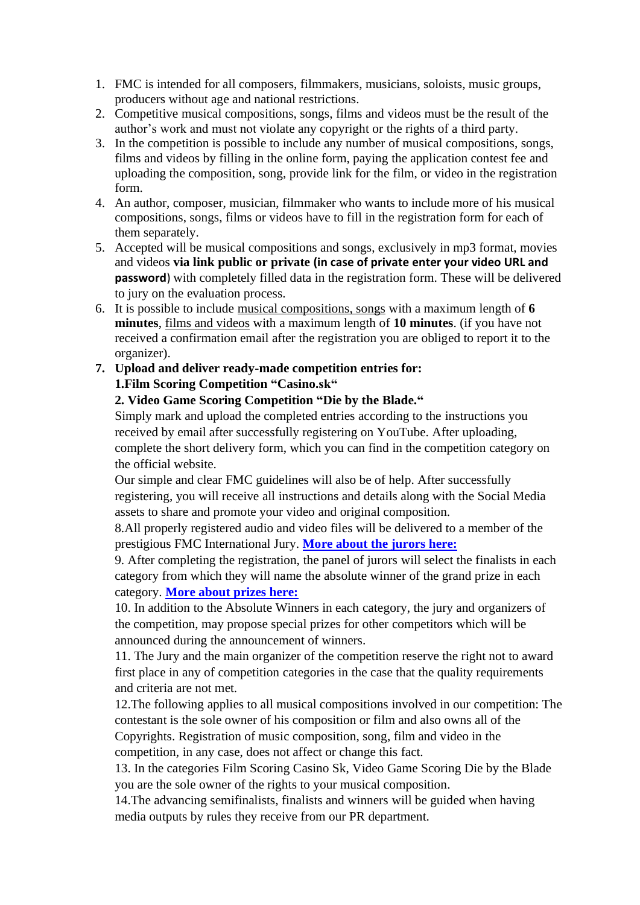1. FMC is intended for all composers, filmmakers, musicians, soloists, music groups, producers without age and national restrictions.
2. Competitive musical compositions, songs, films and videos must be the result of the author's work and must not violate any copyright or the rights of a third party.
3. In the competition is possible to include any number of musical compositions, songs, films and videos by filling in the online form, paying the application contest fee and uploading the composition, song, provide link for the film, or video in the registration form.
4. An author, composer, musician, filmmaker who wants to include more of his musical compositions, songs, films or videos have to fill in the registration form for each of them separately.
5. Accepted will be musical compositions and songs, exclusively in mp3 format, movies and videos **via link public or private (in case of private enter your video URL and password**) with completely filled data in the registration form. These will be delivered to jury on the evaluation process.
6. It is possible to include musical compositions, songs with a maximum length of **6 minutes**, films and videos with a maximum length of **10 minutes**. (if you have not received a confirmation email after the registration you are obliged to report it to the organizer).
7. **Upload and deliver ready-made competition entries for:**
   **1.Film Scoring Competition "Casino.sk"**
   **2. Video Game Scoring Competition "Die by the Blade."**
   Simply mark and upload the completed entries according to the instructions you received by email after successfully registering on YouTube. After uploading, complete the short delivery form, which you can find in the competition category on the official website.
   Our simple and clear FMC guidelines will also be of help. After successfully registering, you will receive all instructions and details along with the Social Media assets to share and promote your video and original composition.
   8.All properly registered audio and video files will be delivered to a member of the prestigious FMC International Jury. **More about the jurors here:**
   9. After completing the registration, the panel of jurors will select the finalists in each category from which they will name the absolute winner of the grand prize in each category. **More about prizes here:**
   10. In addition to the Absolute Winners in each category, the jury and organizers of the competition, may propose special prizes for other competitors which will be announced during the announcement of winners.
   11. The Jury and the main organizer of the competition reserve the right not to award first place in any of competition categories in the case that the quality requirements and criteria are not met.
   12.The following applies to all musical compositions involved in our competition: The contestant is the sole owner of his composition or film and also owns all of the Copyrights. Registration of music composition, song, film and video in the competition, in any case, does not affect or change this fact.
   13. In the categories Film Scoring Casino Sk, Video Game Scoring Die by the Blade you are the sole owner of the rights to your musical composition.
   14.The advancing semifinalists, finalists and winners will be guided when having media outputs by rules they receive from our PR department.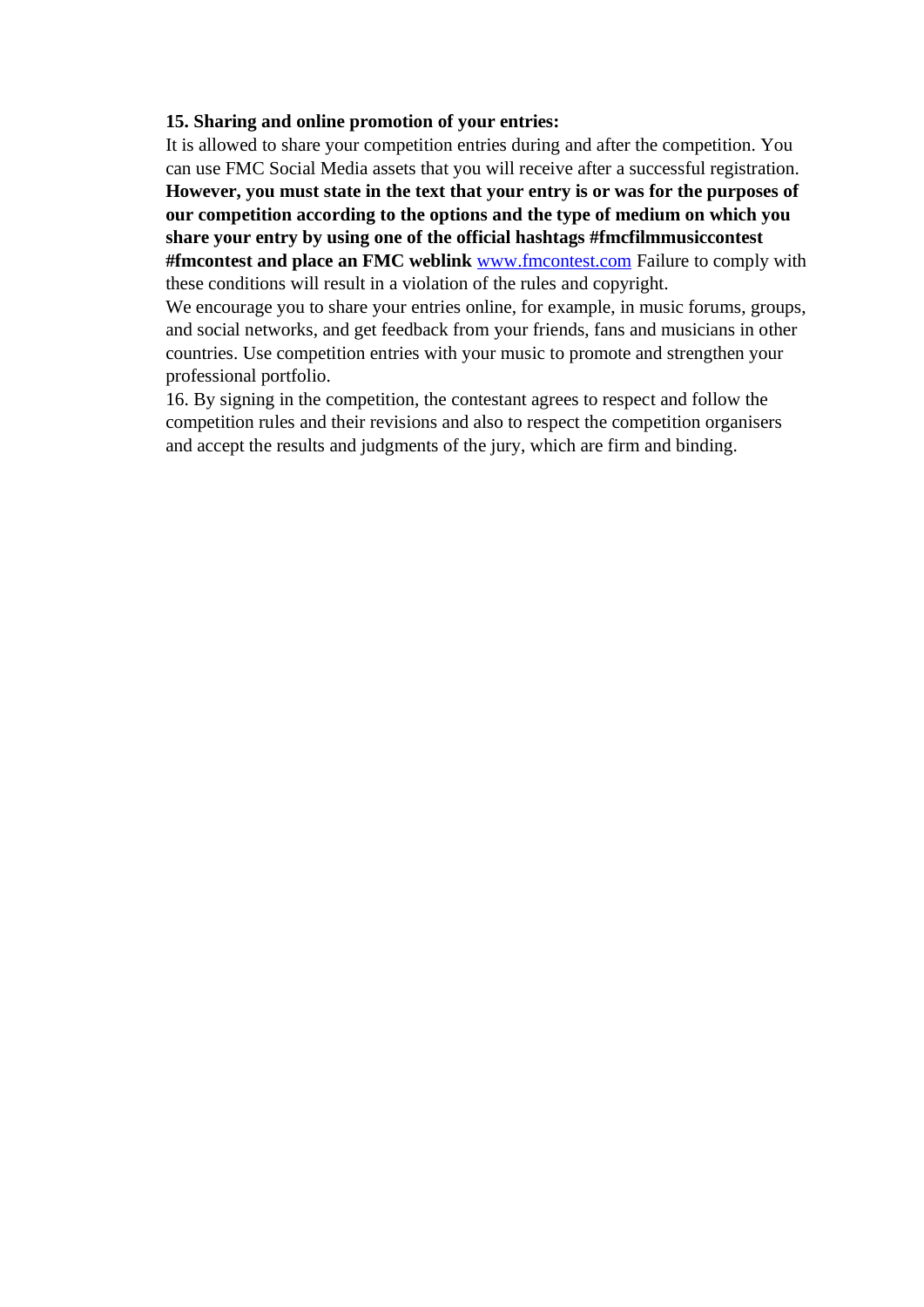**15. Sharing and online promotion of your entries:**

It is allowed to share your competition entries during and after the competition. You can use FMC Social Media assets that you will receive after a successful registration. **However, you must state in the text that your entry is or was for the purposes of our competition according to the options and the type of medium on which you share your entry by using one of the official hashtags #fmcfilmmusiccontest #fmcontest and place an FMC weblink** www.fmcontest.com Failure to comply with these conditions will result in a violation of the rules and copyright.

We encourage you to share your entries online, for example, in music forums, groups, and social networks, and get feedback from your friends, fans and musicians in other countries. Use competition entries with your music to promote and strengthen your professional portfolio.

16. By signing in the competition, the contestant agrees to respect and follow the competition rules and their revisions and also to respect the competition organisers and accept the results and judgments of the jury, which are firm and binding.